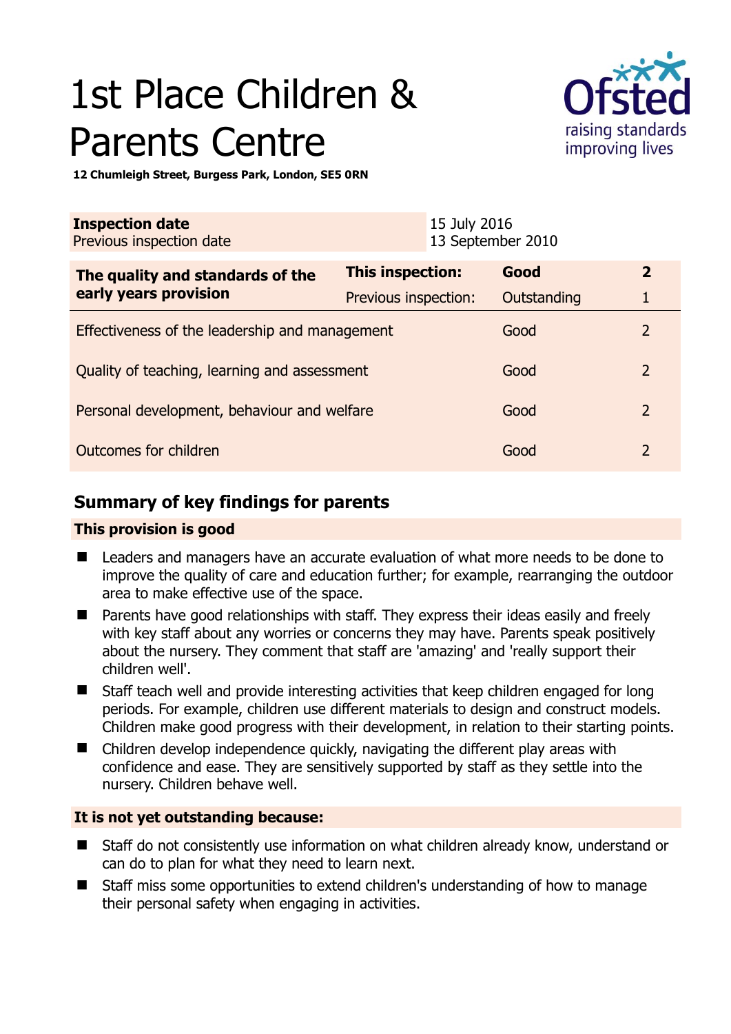# 1st Place Children & Parents Centre

**12 Chumleigh Street, Burgess Park, London, SE5 0RN**

| **Inspection date** | 15 July 2016 |
|---|---|
| Previous inspection date | 13 September 2010 |

| **The quality and standards of the early years provision** | **This inspection:** | **Good** | **2** |
|---|---|---|---|
| | Previous inspection: | Outstanding | 1 |
| Effectiveness of the leadership and management | | Good | 2 |
| Quality of teaching, learning and assessment | | Good | 2 |
| Personal development, behaviour and welfare | | Good | 2 |
| Outcomes for children | | Good | 2 |

## Summary of key findings for parents

**This provision is good**

- Leaders and managers have an accurate evaluation of what more needs to be done to improve the quality of care and education further; for example, rearranging the outdoor area to make effective use of the space.
- Parents have good relationships with staff. They express their ideas easily and freely with key staff about any worries or concerns they may have. Parents speak positively about the nursery. They comment that staff are 'amazing' and 'really support their children well'.
- Staff teach well and provide interesting activities that keep children engaged for long periods. For example, children use different materials to design and construct models. Children make good progress with their development, in relation to their starting points.
- Children develop independence quickly, navigating the different play areas with confidence and ease. They are sensitively supported by staff as they settle into the nursery. Children behave well.

**It is not yet outstanding because:**

- Staff do not consistently use information on what children already know, understand or can do to plan for what they need to learn next.
- Staff miss some opportunities to extend children's understanding of how to manage their personal safety when engaging in activities.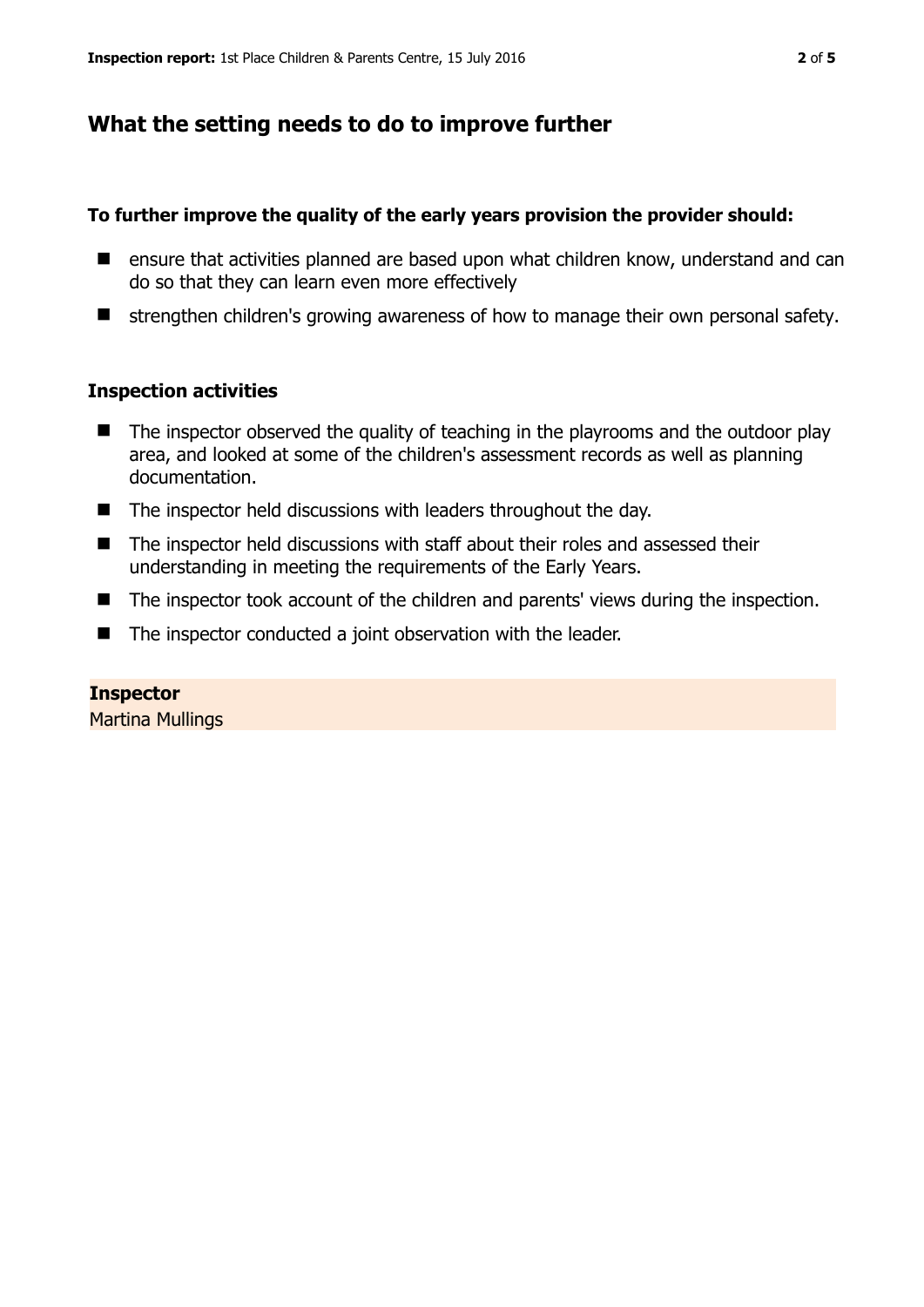## What the setting needs to do to improve further

**To further improve the quality of the early years provision the provider should:**

- ensure that activities planned are based upon what children know, understand and can do so that they can learn even more effectively
- strengthen children's growing awareness of how to manage their own personal safety.

### Inspection activities

- The inspector observed the quality of teaching in the playrooms and the outdoor play area, and looked at some of the children's assessment records as well as planning documentation.
- The inspector held discussions with leaders throughout the day.
- The inspector held discussions with staff about their roles and assessed their understanding in meeting the requirements of the Early Years.
- The inspector took account of the children and parents' views during the inspection.
- The inspector conducted a joint observation with the leader.

**Inspector**
Martina Mullings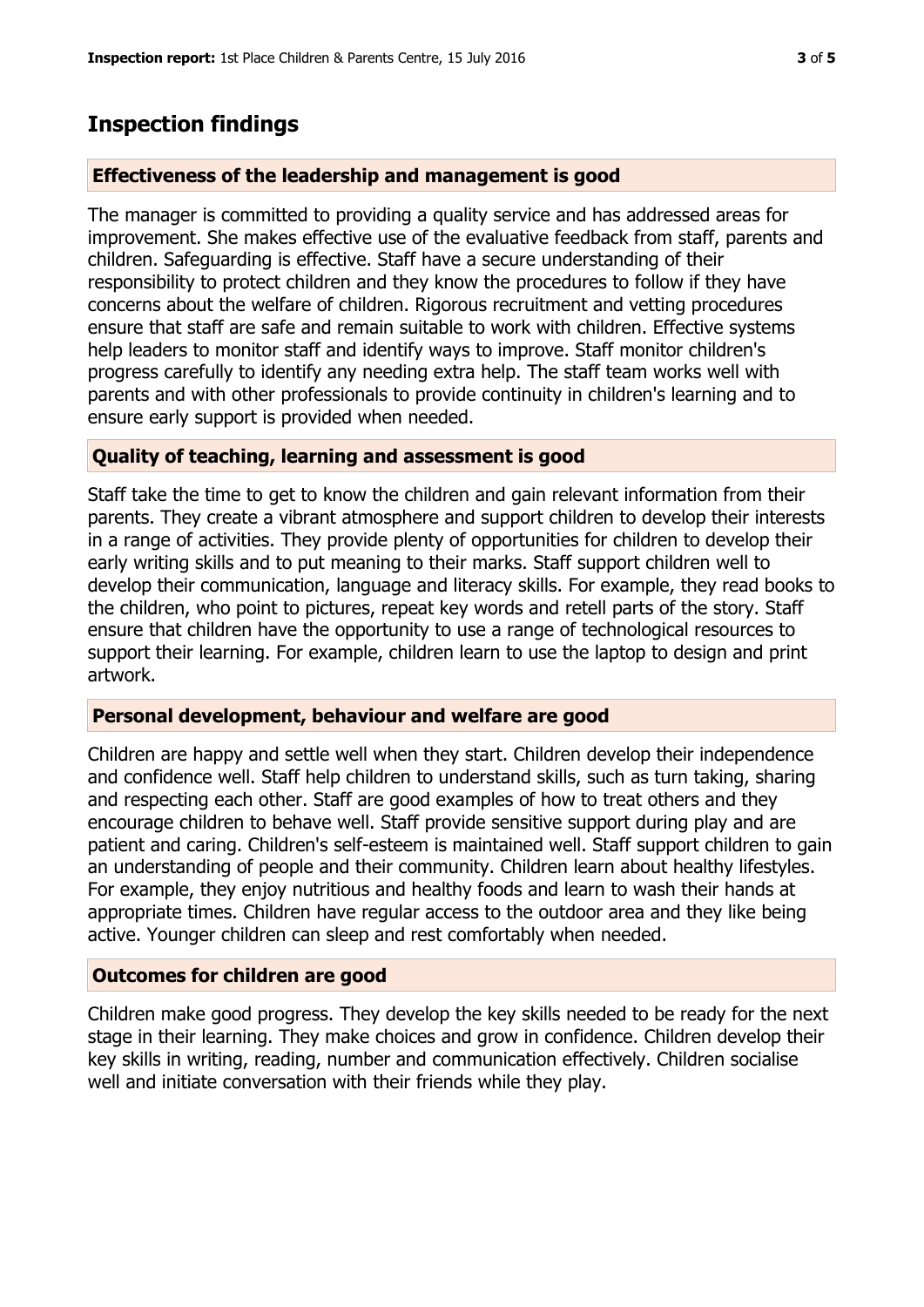# Inspection findings

## Effectiveness of the leadership and management is good

The manager is committed to providing a quality service and has addressed areas for improvement. She makes effective use of the evaluative feedback from staff, parents and children. Safeguarding is effective. Staff have a secure understanding of their responsibility to protect children and they know the procedures to follow if they have concerns about the welfare of children. Rigorous recruitment and vetting procedures ensure that staff are safe and remain suitable to work with children. Effective systems help leaders to monitor staff and identify ways to improve. Staff monitor children's progress carefully to identify any needing extra help. The staff team works well with parents and with other professionals to provide continuity in children's learning and to ensure early support is provided when needed.

## Quality of teaching, learning and assessment is good

Staff take the time to get to know the children and gain relevant information from their parents. They create a vibrant atmosphere and support children to develop their interests in a range of activities. They provide plenty of opportunities for children to develop their early writing skills and to put meaning to their marks. Staff support children well to develop their communication, language and literacy skills. For example, they read books to the children, who point to pictures, repeat key words and retell parts of the story. Staff ensure that children have the opportunity to use a range of technological resources to support their learning. For example, children learn to use the laptop to design and print artwork.

## Personal development, behaviour and welfare are good

Children are happy and settle well when they start. Children develop their independence and confidence well. Staff help children to understand skills, such as turn taking, sharing and respecting each other. Staff are good examples of how to treat others and they encourage children to behave well. Staff provide sensitive support during play and are patient and caring. Children's self-esteem is maintained well. Staff support children to gain an understanding of people and their community. Children learn about healthy lifestyles. For example, they enjoy nutritious and healthy foods and learn to wash their hands at appropriate times. Children have regular access to the outdoor area and they like being active. Younger children can sleep and rest comfortably when needed.

## Outcomes for children are good

Children make good progress. They develop the key skills needed to be ready for the next stage in their learning. They make choices and grow in confidence. Children develop their key skills in writing, reading, number and communication effectively. Children socialise well and initiate conversation with their friends while they play.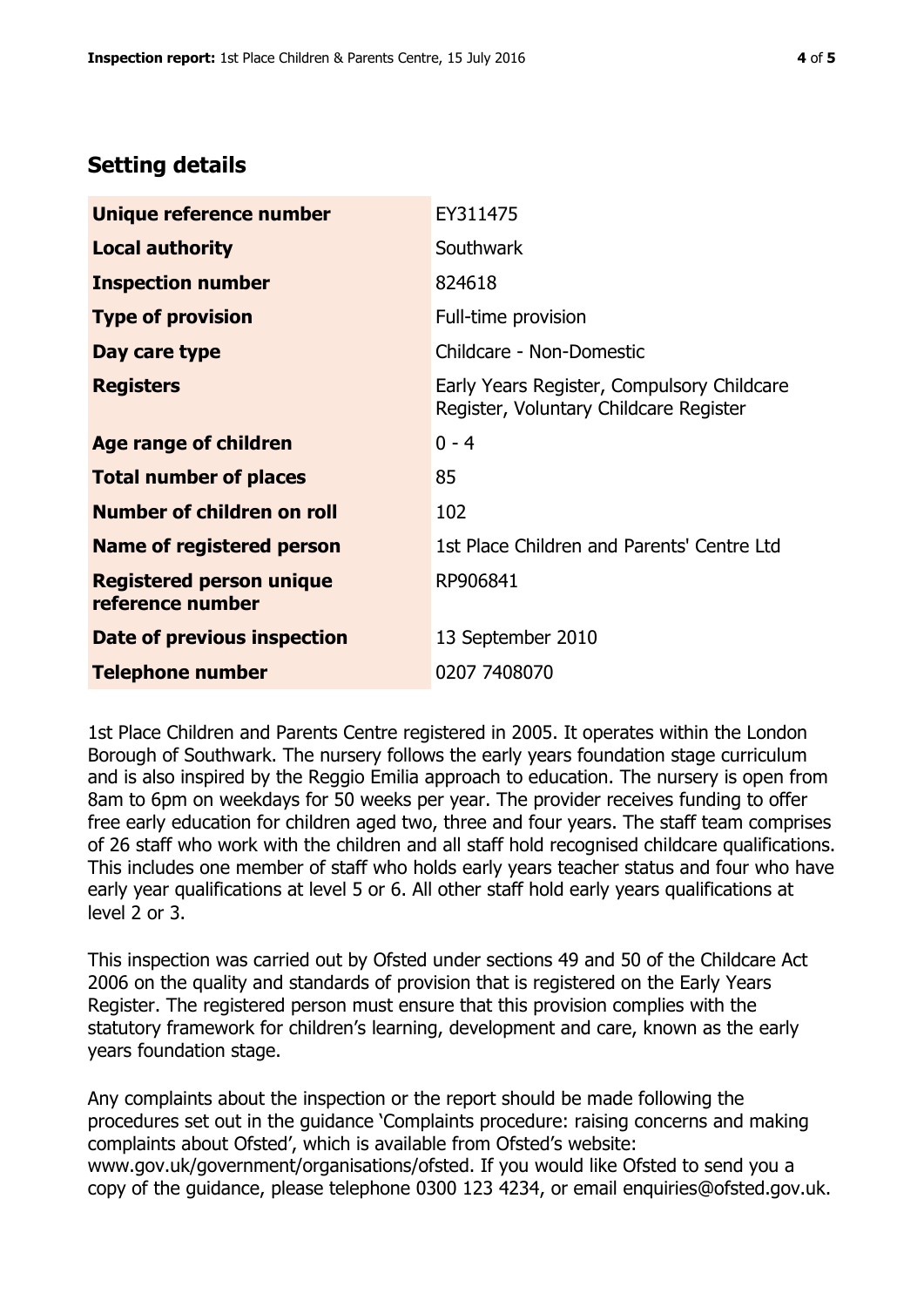## Setting details

| | |
|---|---|
| **Unique reference number** | EY311475 |
| **Local authority** | Southwark |
| **Inspection number** | 824618 |
| **Type of provision** | Full-time provision |
| **Day care type** | Childcare - Non-Domestic |
| **Registers** | Early Years Register, Compulsory Childcare Register, Voluntary Childcare Register |
| **Age range of children** | 0 - 4 |
| **Total number of places** | 85 |
| **Number of children on roll** | 102 |
| **Name of registered person** | 1st Place Children and Parents' Centre Ltd |
| **Registered person unique reference number** | RP906841 |
| **Date of previous inspection** | 13 September 2010 |
| **Telephone number** | 0207 7408070 |

1st Place Children and Parents Centre registered in 2005. It operates within the London Borough of Southwark. The nursery follows the early years foundation stage curriculum and is also inspired by the Reggio Emilia approach to education. The nursery is open from 8am to 6pm on weekdays for 50 weeks per year. The provider receives funding to offer free early education for children aged two, three and four years. The staff team comprises of 26 staff who work with the children and all staff hold recognised childcare qualifications. This includes one member of staff who holds early years teacher status and four who have early year qualifications at level 5 or 6. All other staff hold early years qualifications at level 2 or 3.

This inspection was carried out by Ofsted under sections 49 and 50 of the Childcare Act 2006 on the quality and standards of provision that is registered on the Early Years Register. The registered person must ensure that this provision complies with the statutory framework for children's learning, development and care, known as the early years foundation stage.

Any complaints about the inspection or the report should be made following the procedures set out in the guidance 'Complaints procedure: raising concerns and making complaints about Ofsted', which is available from Ofsted's website: www.gov.uk/government/organisations/ofsted. If you would like Ofsted to send you a copy of the guidance, please telephone 0300 123 4234, or email enquiries@ofsted.gov.uk.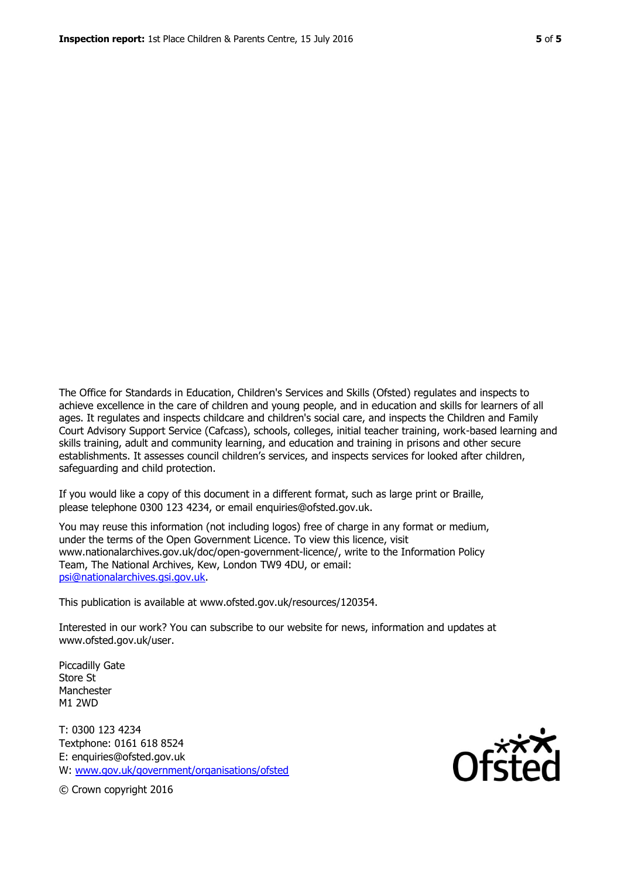The Office for Standards in Education, Children's Services and Skills (Ofsted) regulates and inspects to achieve excellence in the care of children and young people, and in education and skills for learners of all ages. It regulates and inspects childcare and children's social care, and inspects the Children and Family Court Advisory Support Service (Cafcass), schools, colleges, initial teacher training, work-based learning and skills training, adult and community learning, and education and training in prisons and other secure establishments. It assesses council children's services, and inspects services for looked after children, safeguarding and child protection.

If you would like a copy of this document in a different format, such as large print or Braille, please telephone 0300 123 4234, or email enquiries@ofsted.gov.uk.

You may reuse this information (not including logos) free of charge in any format or medium, under the terms of the Open Government Licence. To view this licence, visit www.nationalarchives.gov.uk/doc/open-government-licence/, write to the Information Policy Team, The National Archives, Kew, London TW9 4DU, or email: psi@nationalarchives.gsi.gov.uk.

This publication is available at www.ofsted.gov.uk/resources/120354.

Interested in our work? You can subscribe to our website for news, information and updates at www.ofsted.gov.uk/user.

Piccadilly Gate
Store St
Manchester
M1 2WD

T: 0300 123 4234
Textphone: 0161 618 8524
E: enquiries@ofsted.gov.uk
W: www.gov.uk/government/organisations/ofsted

© Crown copyright 2016